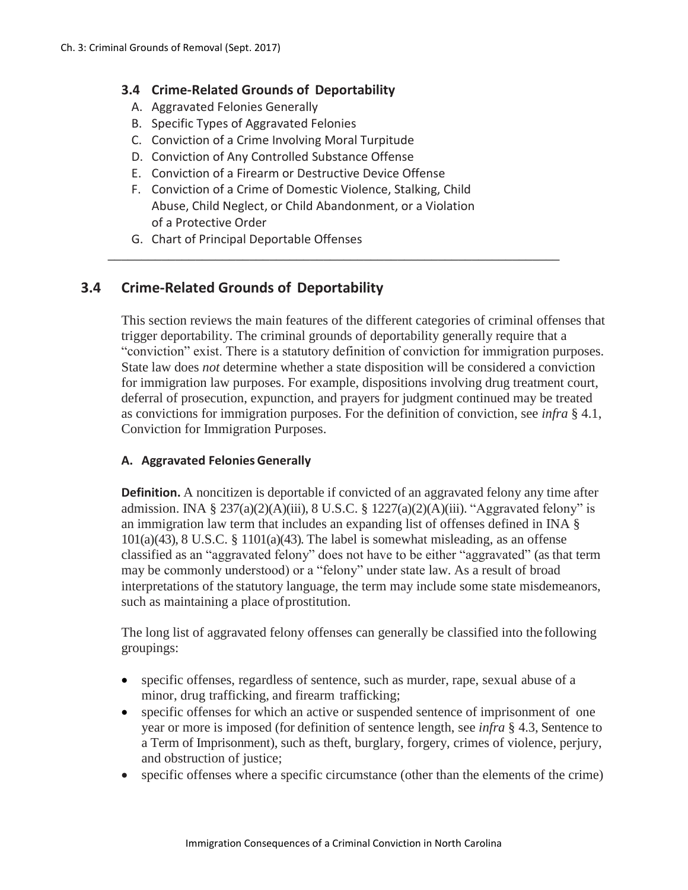## 3.4 Crime-Related Grounds of Deportability

A. Aggravated Felonies Generally
B. Specific Types of Aggravated Felonies
C. Conviction of a Crime Involving Moral Turpitude
D. Conviction of Any Controlled Substance Offense
E. Conviction of a Firearm or Destructive Device Offense
F. Conviction of a Crime of Domestic Violence, Stalking, Child Abuse, Child Neglect, or Child Abandonment, or a Violation of a Protective Order
G. Chart of Principal Deportable Offenses

---

## 3.4 Crime-Related Grounds of Deportability

This section reviews the main features of the different categories of criminal offenses that trigger deportability. The criminal grounds of deportability generally require that a "conviction" exist. There is a statutory definition of conviction for immigration purposes. State law does *not* determine whether a state disposition will be considered a conviction for immigration law purposes. For example, dispositions involving drug treatment court, deferral of prosecution, expunction, and prayers for judgment continued may be treated as convictions for immigration purposes. For the definition of conviction, see *infra* § 4.1, Conviction for Immigration Purposes.

### A. Aggravated Felonies Generally

**Definition.** A noncitizen is deportable if convicted of an aggravated felony any time after admission. INA § 237(a)(2)(A)(iii), 8 U.S.C. § 1227(a)(2)(A)(iii). "Aggravated felony" is an immigration law term that includes an expanding list of offenses defined in INA § 101(a)(43), 8 U.S.C. § 1101(a)(43). The label is somewhat misleading, as an offense classified as an "aggravated felony" does not have to be either "aggravated" (as that term may be commonly understood) or a "felony" under state law. As a result of broad interpretations of the statutory language, the term may include some state misdemeanors, such as maintaining a place of prostitution.

The long list of aggravated felony offenses can generally be classified into the following groupings:

- specific offenses, regardless of sentence, such as murder, rape, sexual abuse of a minor, drug trafficking, and firearm trafficking;
- specific offenses for which an active or suspended sentence of imprisonment of one year or more is imposed (for definition of sentence length, see *infra* § 4.3, Sentence to a Term of Imprisonment), such as theft, burglary, forgery, crimes of violence, perjury, and obstruction of justice;
- specific offenses where a specific circumstance (other than the elements of the crime)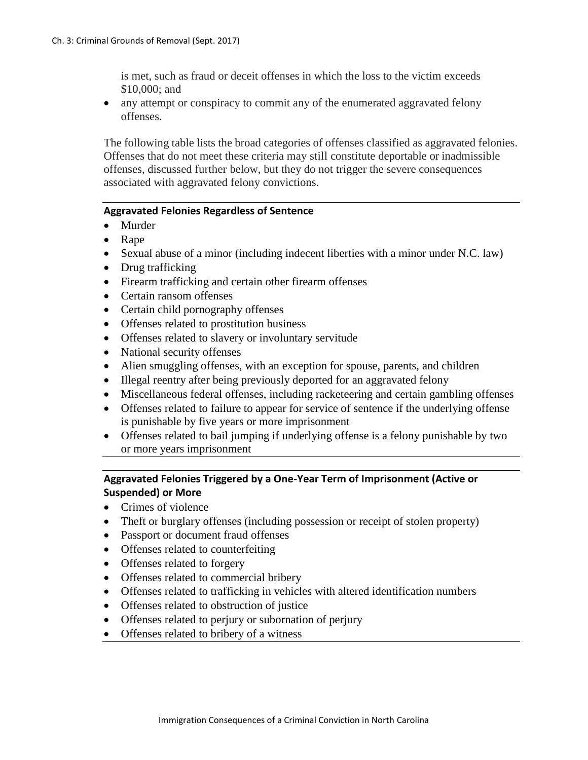is met, such as fraud or deceit offenses in which the loss to the victim exceeds $10,000; and

- any attempt or conspiracy to commit any of the enumerated aggravated felony offenses.

The following table lists the broad categories of offenses classified as aggravated felonies. Offenses that do not meet these criteria may still constitute deportable or inadmissible offenses, discussed further below, but they do not trigger the severe consequences associated with aggravated felony convictions.

**Aggravated Felonies Regardless of Sentence**

- Murder
- Rape
- Sexual abuse of a minor (including indecent liberties with a minor under N.C. law)
- Drug trafficking
- Firearm trafficking and certain other firearm offenses
- Certain ransom offenses
- Certain child pornography offenses
- Offenses related to prostitution business
- Offenses related to slavery or involuntary servitude
- National security offenses
- Alien smuggling offenses, with an exception for spouse, parents, and children
- Illegal reentry after being previously deported for an aggravated felony
- Miscellaneous federal offenses, including racketeering and certain gambling offenses
- Offenses related to failure to appear for service of sentence if the underlying offense is punishable by five years or more imprisonment
- Offenses related to bail jumping if underlying offense is a felony punishable by two or more years imprisonment

**Aggravated Felonies Triggered by a One-Year Term of Imprisonment (Active or Suspended) or More**

- Crimes of violence
- Theft or burglary offenses (including possession or receipt of stolen property)
- Passport or document fraud offenses
- Offenses related to counterfeiting
- Offenses related to forgery
- Offenses related to commercial bribery
- Offenses related to trafficking in vehicles with altered identification numbers
- Offenses related to obstruction of justice
- Offenses related to perjury or subornation of perjury
- Offenses related to bribery of a witness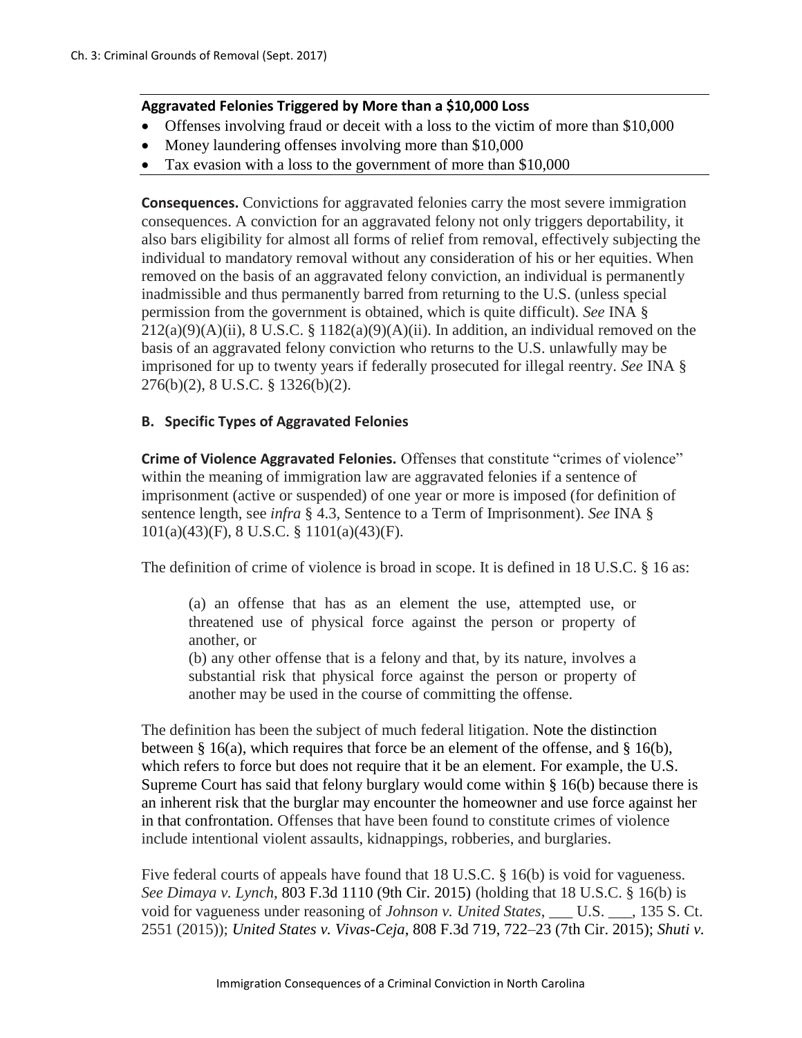**Aggravated Felonies Triggered by More than a $10,000 Loss**

- Offenses involving fraud or deceit with a loss to the victim of more than $10,000
- Money laundering offenses involving more than $10,000
- Tax evasion with a loss to the government of more than $10,000

**Consequences.** Convictions for aggravated felonies carry the most severe immigration consequences. A conviction for an aggravated felony not only triggers deportability, it also bars eligibility for almost all forms of relief from removal, effectively subjecting the individual to mandatory removal without any consideration of his or her equities. When removed on the basis of an aggravated felony conviction, an individual is permanently inadmissible and thus permanently barred from returning to the U.S. (unless special permission from the government is obtained, which is quite difficult). *See* INA § 212(a)(9)(A)(ii), 8 U.S.C. § 1182(a)(9)(A)(ii). In addition, an individual removed on the basis of an aggravated felony conviction who returns to the U.S. unlawfully may be imprisoned for up to twenty years if federally prosecuted for illegal reentry. *See* INA § 276(b)(2), 8 U.S.C. § 1326(b)(2).

### B. Specific Types of Aggravated Felonies

**Crime of Violence Aggravated Felonies.** Offenses that constitute "crimes of violence" within the meaning of immigration law are aggravated felonies if a sentence of imprisonment (active or suspended) of one year or more is imposed (for definition of sentence length, see *infra* § 4.3, Sentence to a Term of Imprisonment). *See* INA § 101(a)(43)(F), 8 U.S.C. § 1101(a)(43)(F).

The definition of crime of violence is broad in scope. It is defined in 18 U.S.C. § 16 as:

> (a) an offense that has as an element the use, attempted use, or threatened use of physical force against the person or property of another, or
> (b) any other offense that is a felony and that, by its nature, involves a substantial risk that physical force against the person or property of another may be used in the course of committing the offense.

The definition has been the subject of much federal litigation. Note the distinction between § 16(a), which requires that force be an element of the offense, and § 16(b), which refers to force but does not require that it be an element. For example, the U.S. Supreme Court has said that felony burglary would come within § 16(b) because there is an inherent risk that the burglar may encounter the homeowner and use force against her in that confrontation. Offenses that have been found to constitute crimes of violence include intentional violent assaults, kidnappings, robberies, and burglaries.

Five federal courts of appeals have found that 18 U.S.C. § 16(b) is void for vagueness. *See Dimaya v. Lynch*, 803 F.3d 1110 (9th Cir. 2015) (holding that 18 U.S.C. § 16(b) is void for vagueness under reasoning of *Johnson v. United States*, ___ U.S. ___, 135 S. Ct. 2551 (2015)); *United States v. Vivas-Ceja*, 808 F.3d 719, 722–23 (7th Cir. 2015); *Shuti v.*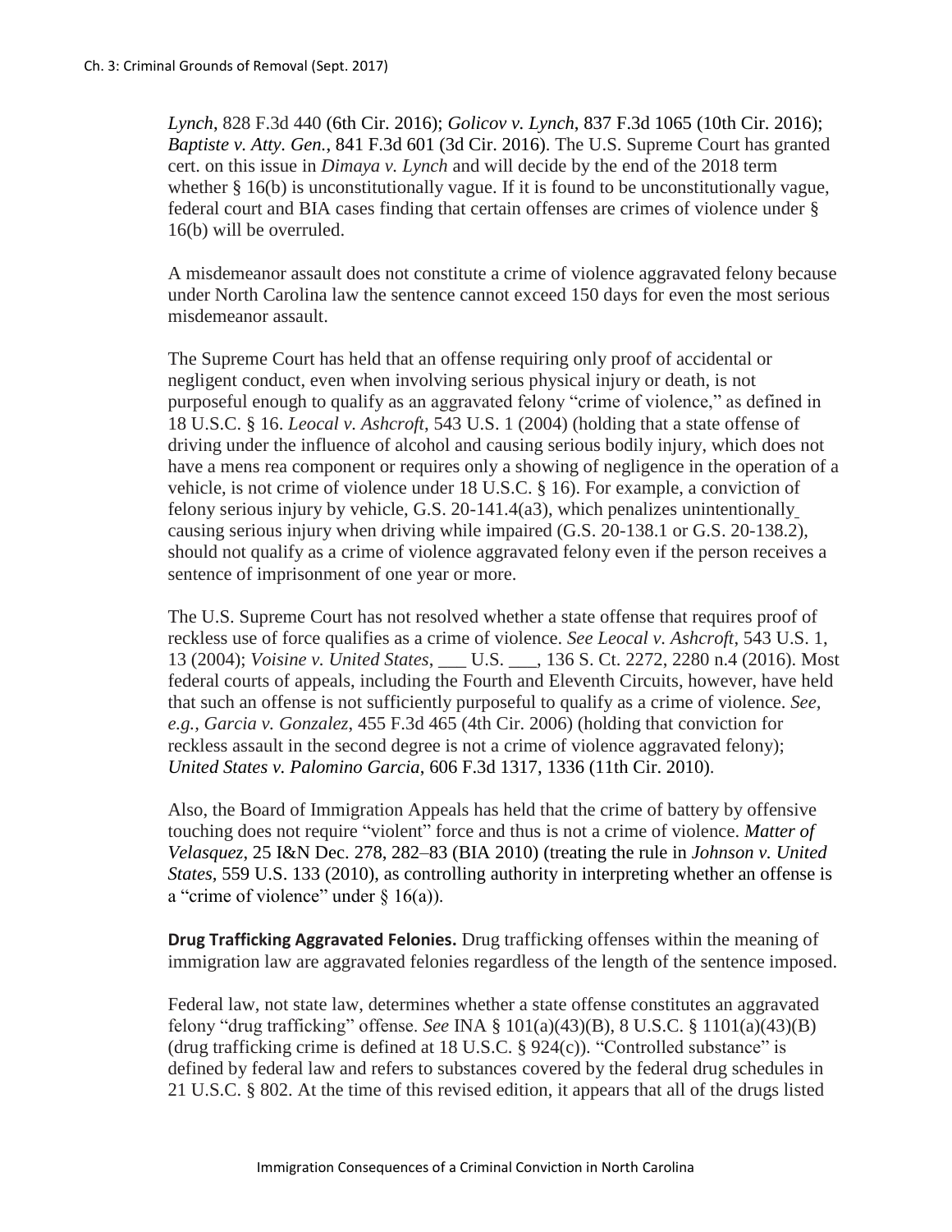*Lynch*, 828 F.3d 440 (6th Cir. 2016); *Golicov v. Lynch*, 837 F.3d 1065 (10th Cir. 2016); *Baptiste v. Atty. Gen.*, 841 F.3d 601 (3d Cir. 2016). The U.S. Supreme Court has granted cert. on this issue in *Dimaya v. Lynch* and will decide by the end of the 2018 term whether § 16(b) is unconstitutionally vague. If it is found to be unconstitutionally vague, federal court and BIA cases finding that certain offenses are crimes of violence under § 16(b) will be overruled.

A misdemeanor assault does not constitute a crime of violence aggravated felony because under North Carolina law the sentence cannot exceed 150 days for even the most serious misdemeanor assault.

The Supreme Court has held that an offense requiring only proof of accidental or negligent conduct, even when involving serious physical injury or death, is not purposeful enough to qualify as an aggravated felony "crime of violence," as defined in 18 U.S.C. § 16. *Leocal v. Ashcroft*, 543 U.S. 1 (2004) (holding that a state offense of driving under the influence of alcohol and causing serious bodily injury, which does not have a mens rea component or requires only a showing of negligence in the operation of a vehicle, is not crime of violence under 18 U.S.C. § 16). For example, a conviction of felony serious injury by vehicle, G.S. 20-141.4(a3), which penalizes unintentionally causing serious injury when driving while impaired (G.S. 20-138.1 or G.S. 20-138.2), should not qualify as a crime of violence aggravated felony even if the person receives a sentence of imprisonment of one year or more.

The U.S. Supreme Court has not resolved whether a state offense that requires proof of reckless use of force qualifies as a crime of violence. *See Leocal v. Ashcroft*, 543 U.S. 1, 13 (2004); *Voisine v. United States*, ___ U.S. ___, 136 S. Ct. 2272, 2280 n.4 (2016). Most federal courts of appeals, including the Fourth and Eleventh Circuits, however, have held that such an offense is not sufficiently purposeful to qualify as a crime of violence. *See, e.g., Garcia v. Gonzalez*, 455 F.3d 465 (4th Cir. 2006) (holding that conviction for reckless assault in the second degree is not a crime of violence aggravated felony); *United States v. Palomino Garcia*, 606 F.3d 1317, 1336 (11th Cir. 2010).

Also, the Board of Immigration Appeals has held that the crime of battery by offensive touching does not require "violent" force and thus is not a crime of violence. *Matter of Velasquez*, 25 I&N Dec. 278, 282–83 (BIA 2010) (treating the rule in *Johnson v. United States*, 559 U.S. 133 (2010), as controlling authority in interpreting whether an offense is a "crime of violence" under § 16(a)).

**Drug Trafficking Aggravated Felonies.** Drug trafficking offenses within the meaning of immigration law are aggravated felonies regardless of the length of the sentence imposed.

Federal law, not state law, determines whether a state offense constitutes an aggravated felony "drug trafficking" offense. *See* INA § 101(a)(43)(B), 8 U.S.C. § 1101(a)(43)(B) (drug trafficking crime is defined at 18 U.S.C. § 924(c)). "Controlled substance" is defined by federal law and refers to substances covered by the federal drug schedules in 21 U.S.C. § 802. At the time of this revised edition, it appears that all of the drugs listed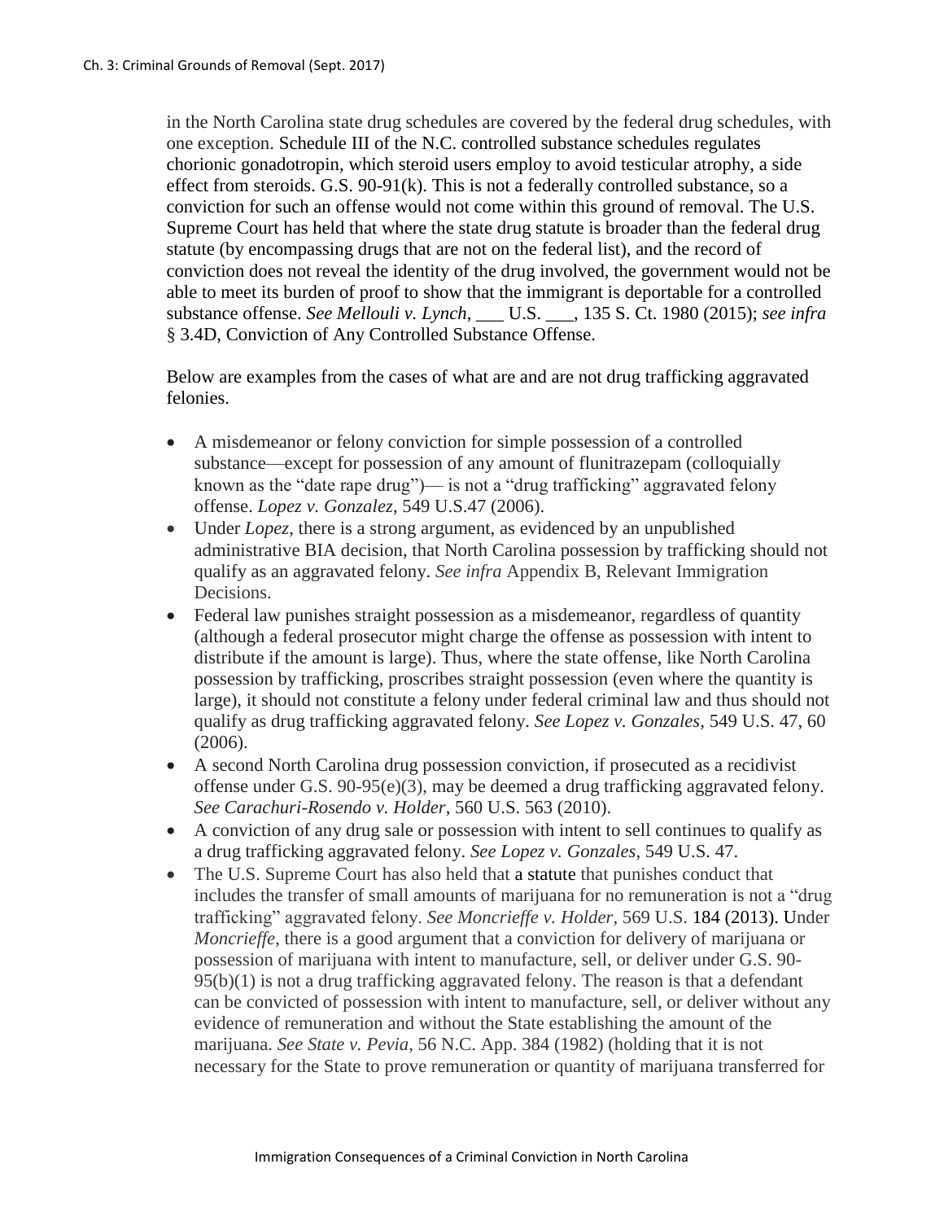in the North Carolina state drug schedules are covered by the federal drug schedules, with one exception. Schedule III of the N.C. controlled substance schedules regulates chorionic gonadotropin, which steroid users employ to avoid testicular atrophy, a side effect from steroids. G.S. 90-91(k). This is not a federally controlled substance, so a conviction for such an offense would not come within this ground of removal. The U.S. Supreme Court has held that where the state drug statute is broader than the federal drug statute (by encompassing drugs that are not on the federal list), and the record of conviction does not reveal the identity of the drug involved, the government would not be able to meet its burden of proof to show that the immigrant is deportable for a controlled substance offense. *See Mellouli v. Lynch*, ___ U.S. ___, 135 S. Ct. 1980 (2015); *see infra* § 3.4D, Conviction of Any Controlled Substance Offense.

Below are examples from the cases of what are and are not drug trafficking aggravated felonies.

- A misdemeanor or felony conviction for simple possession of a controlled substance—except for possession of any amount of flunitrazepam (colloquially known as the "date rape drug")— is not a "drug trafficking" aggravated felony offense. *Lopez v. Gonzalez*, 549 U.S.47 (2006).
- Under *Lopez*, there is a strong argument, as evidenced by an unpublished administrative BIA decision, that North Carolina possession by trafficking should not qualify as an aggravated felony. *See infra* Appendix B, Relevant Immigration Decisions.
- Federal law punishes straight possession as a misdemeanor, regardless of quantity (although a federal prosecutor might charge the offense as possession with intent to distribute if the amount is large). Thus, where the state offense, like North Carolina possession by trafficking, proscribes straight possession (even where the quantity is large), it should not constitute a felony under federal criminal law and thus should not qualify as drug trafficking aggravated felony. *See Lopez v. Gonzales*, 549 U.S. 47, 60 (2006).
- A second North Carolina drug possession conviction, if prosecuted as a recidivist offense under G.S. 90-95(e)(3), may be deemed a drug trafficking aggravated felony. *See Carachuri-Rosendo v. Holder*, 560 U.S. 563 (2010).
- A conviction of any drug sale or possession with intent to sell continues to qualify as a drug trafficking aggravated felony. *See Lopez v. Gonzales*, 549 U.S. 47.
- The U.S. Supreme Court has also held that a statute that punishes conduct that includes the transfer of small amounts of marijuana for no remuneration is not a "drug trafficking" aggravated felony. *See Moncrieffe v. Holder*, 569 U.S. 184 (2013). Under *Moncrieffe*, there is a good argument that a conviction for delivery of marijuana or possession of marijuana with intent to manufacture, sell, or deliver under G.S. 90-95(b)(1) is not a drug trafficking aggravated felony. The reason is that a defendant can be convicted of possession with intent to manufacture, sell, or deliver without any evidence of remuneration and without the State establishing the amount of the marijuana. *See State v. Pevia*, 56 N.C. App. 384 (1982) (holding that it is not necessary for the State to prove remuneration or quantity of marijuana transferred for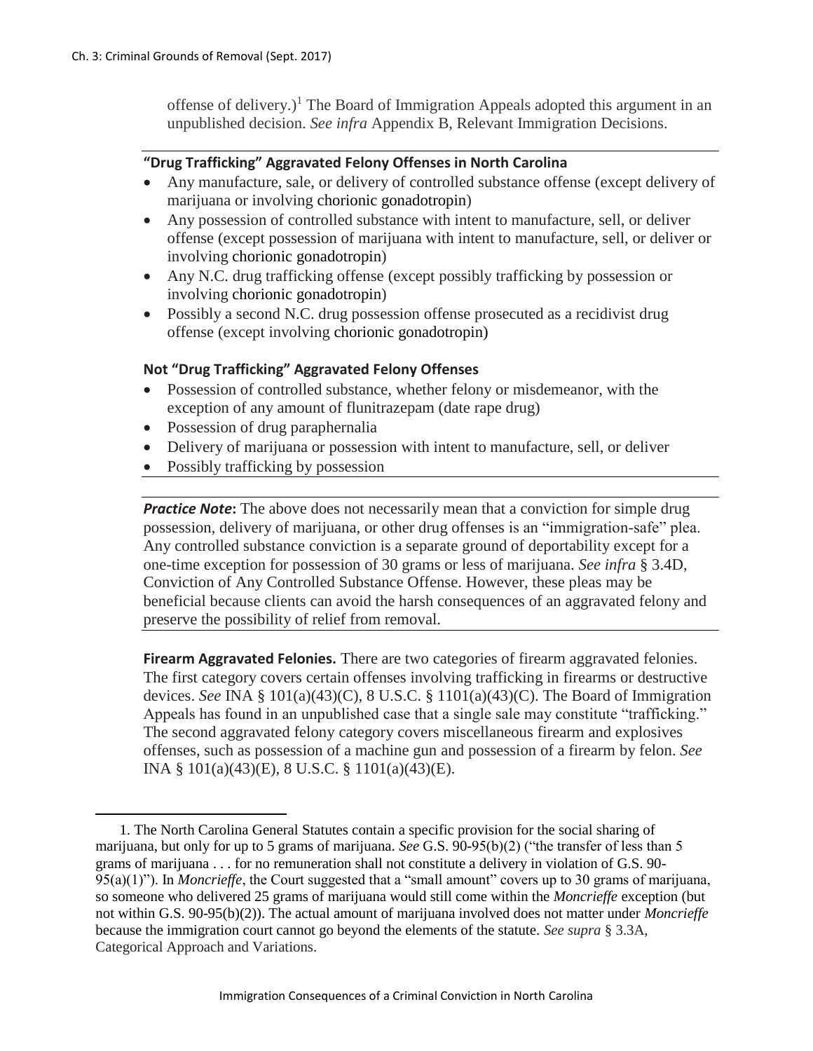offense of delivery.)[1] The Board of Immigration Appeals adopted this argument in an unpublished decision. *See infra* Appendix B, Relevant Immigration Decisions.

**"Drug Trafficking" Aggravated Felony Offenses in North Carolina**

- Any manufacture, sale, or delivery of controlled substance offense (except delivery of marijuana or involving chorionic gonadotropin)
- Any possession of controlled substance with intent to manufacture, sell, or deliver offense (except possession of marijuana with intent to manufacture, sell, or deliver or involving chorionic gonadotropin)
- Any N.C. drug trafficking offense (except possibly trafficking by possession or involving chorionic gonadotropin)
- Possibly a second N.C. drug possession offense prosecuted as a recidivist drug offense (except involving chorionic gonadotropin)

**Not "Drug Trafficking" Aggravated Felony Offenses**

- Possession of controlled substance, whether felony or misdemeanor, with the exception of any amount of flunitrazepam (date rape drug)
- Possession of drug paraphernalia
- Delivery of marijuana or possession with intent to manufacture, sell, or deliver
- Possibly trafficking by possession

***Practice Note*:** The above does not necessarily mean that a conviction for simple drug possession, delivery of marijuana, or other drug offenses is an "immigration-safe" plea. Any controlled substance conviction is a separate ground of deportability except for a one-time exception for possession of 30 grams or less of marijuana. *See infra* § 3.4D, Conviction of Any Controlled Substance Offense. However, these pleas may be beneficial because clients can avoid the harsh consequences of an aggravated felony and preserve the possibility of relief from removal.

**Firearm Aggravated Felonies.** There are two categories of firearm aggravated felonies. The first category covers certain offenses involving trafficking in firearms or destructive devices. *See* INA § 101(a)(43)(C), 8 U.S.C. § 1101(a)(43)(C). The Board of Immigration Appeals has found in an unpublished case that a single sale may constitute "trafficking." The second aggravated felony category covers miscellaneous firearm and explosives offenses, such as possession of a machine gun and possession of a firearm by felon. *See* INA § 101(a)(43)(E), 8 U.S.C. § 1101(a)(43)(E).

---

1. The North Carolina General Statutes contain a specific provision for the social sharing of marijuana, but only for up to 5 grams of marijuana. *See* G.S. 90-95(b)(2) ("the transfer of less than 5 grams of marijuana . . . for no remuneration shall not constitute a delivery in violation of G.S. 90-95(a)(1)"). In *Moncrieffe*, the Court suggested that a "small amount" covers up to 30 grams of marijuana, so someone who delivered 25 grams of marijuana would still come within the *Moncrieffe* exception (but not within G.S. 90-95(b)(2)). The actual amount of marijuana involved does not matter under *Moncrieffe* because the immigration court cannot go beyond the elements of the statute. *See supra* § 3.3A, Categorical Approach and Variations.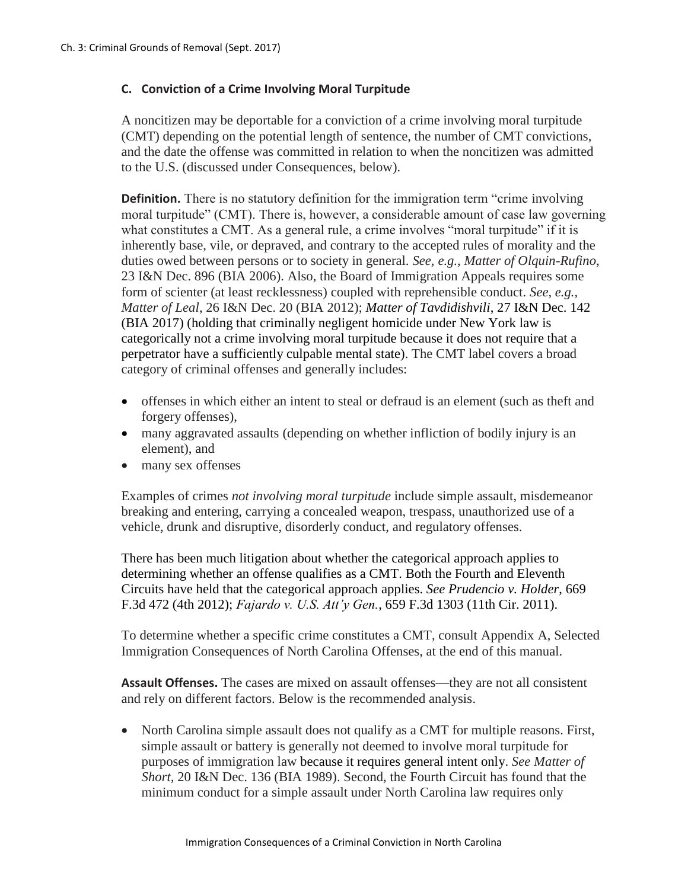### C. Conviction of a Crime Involving Moral Turpitude

A noncitizen may be deportable for a conviction of a crime involving moral turpitude (CMT) depending on the potential length of sentence, the number of CMT convictions, and the date the offense was committed in relation to when the noncitizen was admitted to the U.S. (discussed under Consequences, below).

**Definition.** There is no statutory definition for the immigration term "crime involving moral turpitude" (CMT). There is, however, a considerable amount of case law governing what constitutes a CMT. As a general rule, a crime involves "moral turpitude" if it is inherently base, vile, or depraved, and contrary to the accepted rules of morality and the duties owed between persons or to society in general. *See, e.g., Matter of Olquin-Rufino*, 23 I&N Dec. 896 (BIA 2006). Also, the Board of Immigration Appeals requires some form of scienter (at least recklessness) coupled with reprehensible conduct. *See, e.g., Matter of Leal*, 26 I&N Dec. 20 (BIA 2012); *Matter of Tavdidishvili*, 27 I&N Dec. 142 (BIA 2017) (holding that criminally negligent homicide under New York law is categorically not a crime involving moral turpitude because it does not require that a perpetrator have a sufficiently culpable mental state). The CMT label covers a broad category of criminal offenses and generally includes:

- offenses in which either an intent to steal or defraud is an element (such as theft and forgery offenses),
- many aggravated assaults (depending on whether infliction of bodily injury is an element), and
- many sex offenses

Examples of crimes *not involving moral turpitude* include simple assault, misdemeanor breaking and entering, carrying a concealed weapon, trespass, unauthorized use of a vehicle, drunk and disruptive, disorderly conduct, and regulatory offenses.

There has been much litigation about whether the categorical approach applies to determining whether an offense qualifies as a CMT. Both the Fourth and Eleventh Circuits have held that the categorical approach applies. *See Prudencio v. Holder*, 669 F.3d 472 (4th 2012); *Fajardo v. U.S. Att'y Gen.*, 659 F.3d 1303 (11th Cir. 2011).

To determine whether a specific crime constitutes a CMT, consult Appendix A, Selected Immigration Consequences of North Carolina Offenses, at the end of this manual.

**Assault Offenses.** The cases are mixed on assault offenses—they are not all consistent and rely on different factors. Below is the recommended analysis.

- North Carolina simple assault does not qualify as a CMT for multiple reasons. First, simple assault or battery is generally not deemed to involve moral turpitude for purposes of immigration law because it requires general intent only. *See Matter of Short*, 20 I&N Dec. 136 (BIA 1989). Second, the Fourth Circuit has found that the minimum conduct for a simple assault under North Carolina law requires only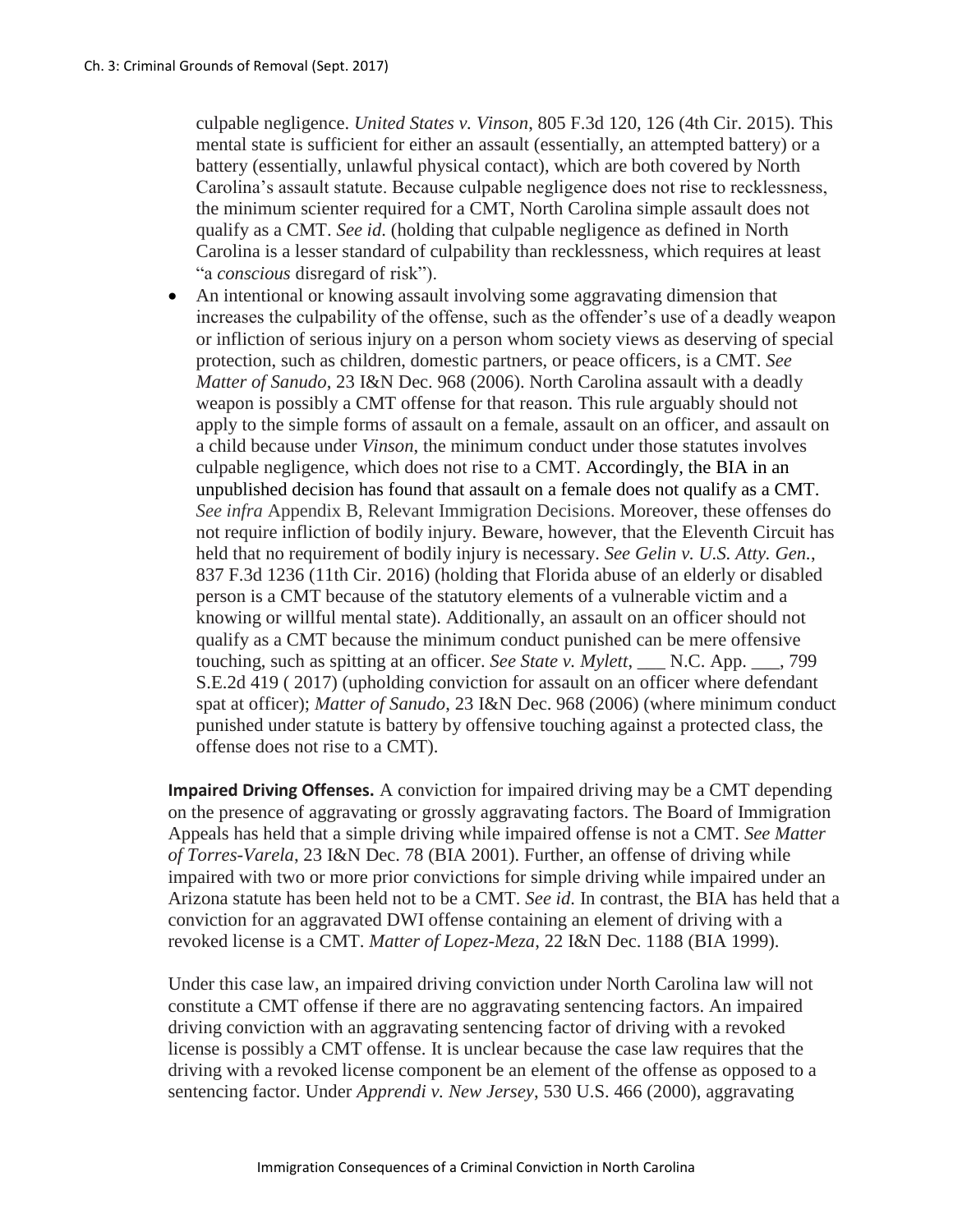culpable negligence. *United States v. Vinson*, 805 F.3d 120, 126 (4th Cir. 2015). This mental state is sufficient for either an assault (essentially, an attempted battery) or a battery (essentially, unlawful physical contact), which are both covered by North Carolina's assault statute. Because culpable negligence does not rise to recklessness, the minimum scienter required for a CMT, North Carolina simple assault does not qualify as a CMT. *See id.* (holding that culpable negligence as defined in North Carolina is a lesser standard of culpability than recklessness, which requires at least "a *conscious* disregard of risk").

- An intentional or knowing assault involving some aggravating dimension that increases the culpability of the offense, such as the offender's use of a deadly weapon or infliction of serious injury on a person whom society views as deserving of special protection, such as children, domestic partners, or peace officers, is a CMT. *See Matter of Sanudo*, 23 I&N Dec. 968 (2006). North Carolina assault with a deadly weapon is possibly a CMT offense for that reason. This rule arguably should not apply to the simple forms of assault on a female, assault on an officer, and assault on a child because under *Vinson*, the minimum conduct under those statutes involves culpable negligence, which does not rise to a CMT. Accordingly, the BIA in an unpublished decision has found that assault on a female does not qualify as a CMT. *See infra* Appendix B, Relevant Immigration Decisions. Moreover, these offenses do not require infliction of bodily injury. Beware, however, that the Eleventh Circuit has held that no requirement of bodily injury is necessary. *See Gelin v. U.S. Atty. Gen.*, 837 F.3d 1236 (11th Cir. 2016) (holding that Florida abuse of an elderly or disabled person is a CMT because of the statutory elements of a vulnerable victim and a knowing or willful mental state). Additionally, an assault on an officer should not qualify as a CMT because the minimum conduct punished can be mere offensive touching, such as spitting at an officer. *See State v. Mylett*, ___ N.C. App. ___, 799 S.E.2d 419 ( 2017) (upholding conviction for assault on an officer where defendant spat at officer); *Matter of Sanudo*, 23 I&N Dec. 968 (2006) (where minimum conduct punished under statute is battery by offensive touching against a protected class, the offense does not rise to a CMT).

**Impaired Driving Offenses.** A conviction for impaired driving may be a CMT depending on the presence of aggravating or grossly aggravating factors. The Board of Immigration Appeals has held that a simple driving while impaired offense is not a CMT. *See Matter of Torres-Varela*, 23 I&N Dec. 78 (BIA 2001). Further, an offense of driving while impaired with two or more prior convictions for simple driving while impaired under an Arizona statute has been held not to be a CMT. *See id.* In contrast, the BIA has held that a conviction for an aggravated DWI offense containing an element of driving with a revoked license is a CMT. *Matter of Lopez-Meza*, 22 I&N Dec. 1188 (BIA 1999).

Under this case law, an impaired driving conviction under North Carolina law will not constitute a CMT offense if there are no aggravating sentencing factors. An impaired driving conviction with an aggravating sentencing factor of driving with a revoked license is possibly a CMT offense. It is unclear because the case law requires that the driving with a revoked license component be an element of the offense as opposed to a sentencing factor. Under *Apprendi v. New Jersey*, 530 U.S. 466 (2000), aggravating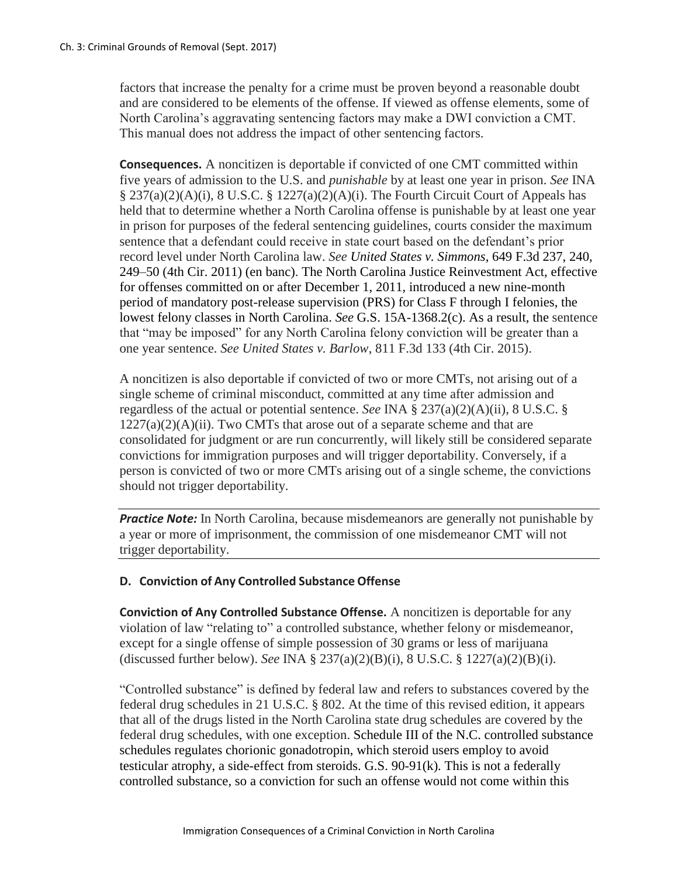factors that increase the penalty for a crime must be proven beyond a reasonable doubt and are considered to be elements of the offense. If viewed as offense elements, some of North Carolina's aggravating sentencing factors may make a DWI conviction a CMT. This manual does not address the impact of other sentencing factors.

**Consequences.** A noncitizen is deportable if convicted of one CMT committed within five years of admission to the U.S. and *punishable* by at least one year in prison. *See* INA § 237(a)(2)(A)(i), 8 U.S.C. § 1227(a)(2)(A)(i). The Fourth Circuit Court of Appeals has held that to determine whether a North Carolina offense is punishable by at least one year in prison for purposes of the federal sentencing guidelines, courts consider the maximum sentence that a defendant could receive in state court based on the defendant's prior record level under North Carolina law. *See United States v. Simmons*, 649 F.3d 237, 240, 249–50 (4th Cir. 2011) (en banc). The North Carolina Justice Reinvestment Act, effective for offenses committed on or after December 1, 2011, introduced a new nine-month period of mandatory post-release supervision (PRS) for Class F through I felonies, the lowest felony classes in North Carolina. *See* G.S. 15A-1368.2(c). As a result, the sentence that "may be imposed" for any North Carolina felony conviction will be greater than a one year sentence. *See United States v. Barlow*, 811 F.3d 133 (4th Cir. 2015).

A noncitizen is also deportable if convicted of two or more CMTs, not arising out of a single scheme of criminal misconduct, committed at any time after admission and regardless of the actual or potential sentence. *See* INA § 237(a)(2)(A)(ii), 8 U.S.C. § 1227(a)(2)(A)(ii). Two CMTs that arose out of a separate scheme and that are consolidated for judgment or are run concurrently, will likely still be considered separate convictions for immigration purposes and will trigger deportability. Conversely, if a person is convicted of two or more CMTs arising out of a single scheme, the convictions should not trigger deportability.

***Practice Note:*** In North Carolina, because misdemeanors are generally not punishable by a year or more of imprisonment, the commission of one misdemeanor CMT will not trigger deportability.

### D. Conviction of Any Controlled Substance Offense

**Conviction of Any Controlled Substance Offense.** A noncitizen is deportable for any violation of law "relating to" a controlled substance, whether felony or misdemeanor, except for a single offense of simple possession of 30 grams or less of marijuana (discussed further below). *See* INA § 237(a)(2)(B)(i), 8 U.S.C. § 1227(a)(2)(B)(i).

"Controlled substance" is defined by federal law and refers to substances covered by the federal drug schedules in 21 U.S.C. § 802. At the time of this revised edition, it appears that all of the drugs listed in the North Carolina state drug schedules are covered by the federal drug schedules, with one exception. Schedule III of the N.C. controlled substance schedules regulates chorionic gonadotropin, which steroid users employ to avoid testicular atrophy, a side-effect from steroids. G.S. 90-91(k). This is not a federally controlled substance, so a conviction for such an offense would not come within this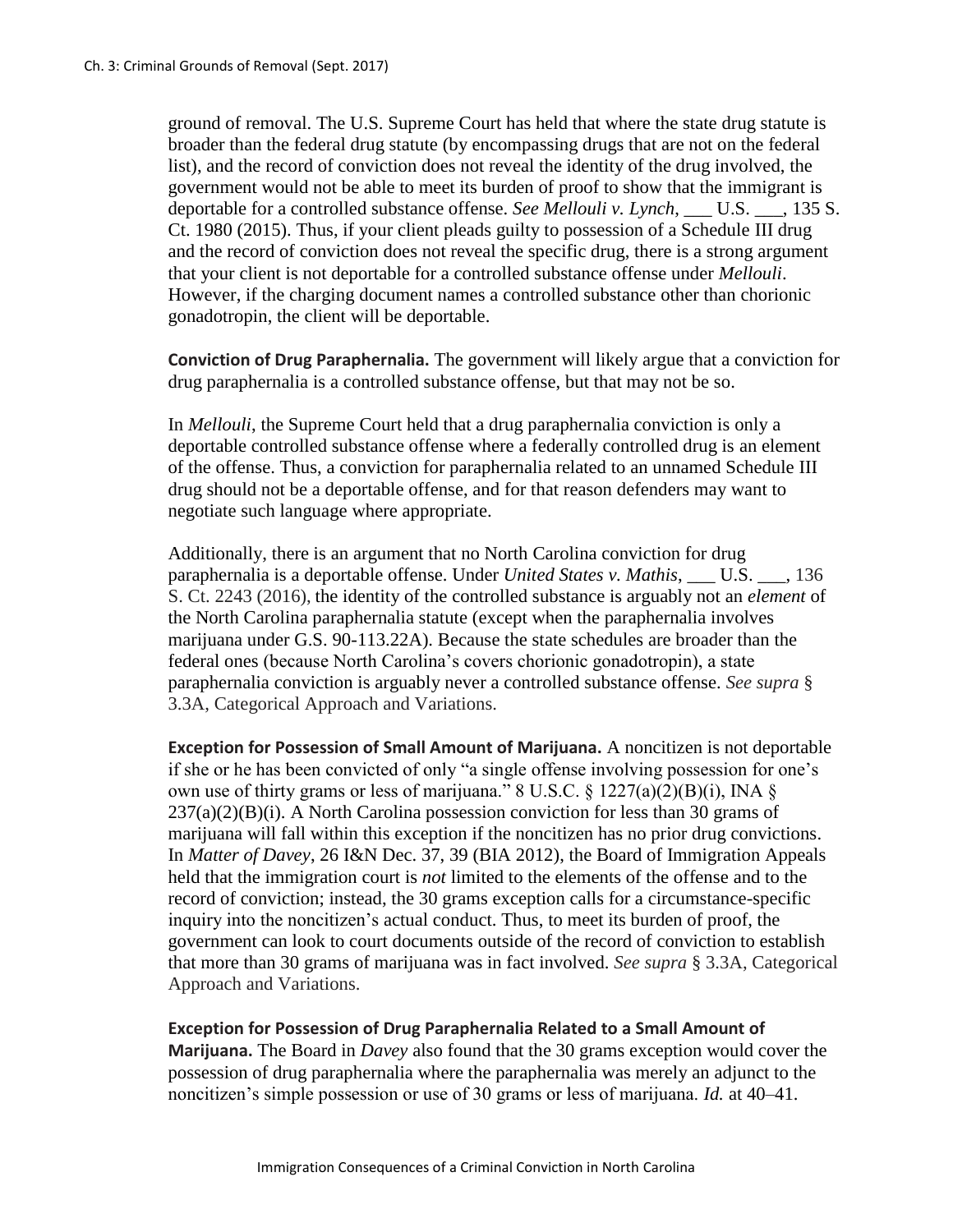ground of removal. The U.S. Supreme Court has held that where the state drug statute is broader than the federal drug statute (by encompassing drugs that are not on the federal list), and the record of conviction does not reveal the identity of the drug involved, the government would not be able to meet its burden of proof to show that the immigrant is deportable for a controlled substance offense. *See Mellouli v. Lynch*, ___ U.S. ___, 135 S. Ct. 1980 (2015). Thus, if your client pleads guilty to possession of a Schedule III drug and the record of conviction does not reveal the specific drug, there is a strong argument that your client is not deportable for a controlled substance offense under *Mellouli*. However, if the charging document names a controlled substance other than chorionic gonadotropin, the client will be deportable.

**Conviction of Drug Paraphernalia.** The government will likely argue that a conviction for drug paraphernalia is a controlled substance offense, but that may not be so.

In *Mellouli*, the Supreme Court held that a drug paraphernalia conviction is only a deportable controlled substance offense where a federally controlled drug is an element of the offense. Thus, a conviction for paraphernalia related to an unnamed Schedule III drug should not be a deportable offense, and for that reason defenders may want to negotiate such language where appropriate.

Additionally, there is an argument that no North Carolina conviction for drug paraphernalia is a deportable offense. Under *United States v. Mathis*, ___ U.S. ___, 136 S. Ct. 2243 (2016), the identity of the controlled substance is arguably not an *element* of the North Carolina paraphernalia statute (except when the paraphernalia involves marijuana under G.S. 90-113.22A). Because the state schedules are broader than the federal ones (because North Carolina's covers chorionic gonadotropin), a state paraphernalia conviction is arguably never a controlled substance offense. *See supra* § 3.3A, Categorical Approach and Variations.

**Exception for Possession of Small Amount of Marijuana.** A noncitizen is not deportable if she or he has been convicted of only "a single offense involving possession for one's own use of thirty grams or less of marijuana." 8 U.S.C. § 1227(a)(2)(B)(i), INA § 237(a)(2)(B)(i). A North Carolina possession conviction for less than 30 grams of marijuana will fall within this exception if the noncitizen has no prior drug convictions. In *Matter of Davey*, 26 I&N Dec. 37, 39 (BIA 2012), the Board of Immigration Appeals held that the immigration court is *not* limited to the elements of the offense and to the record of conviction; instead, the 30 grams exception calls for a circumstance-specific inquiry into the noncitizen's actual conduct. Thus, to meet its burden of proof, the government can look to court documents outside of the record of conviction to establish that more than 30 grams of marijuana was in fact involved. *See supra* § 3.3A, Categorical Approach and Variations.

**Exception for Possession of Drug Paraphernalia Related to a Small Amount of Marijuana.** The Board in *Davey* also found that the 30 grams exception would cover the possession of drug paraphernalia where the paraphernalia was merely an adjunct to the noncitizen's simple possession or use of 30 grams or less of marijuana. *Id.* at 40–41.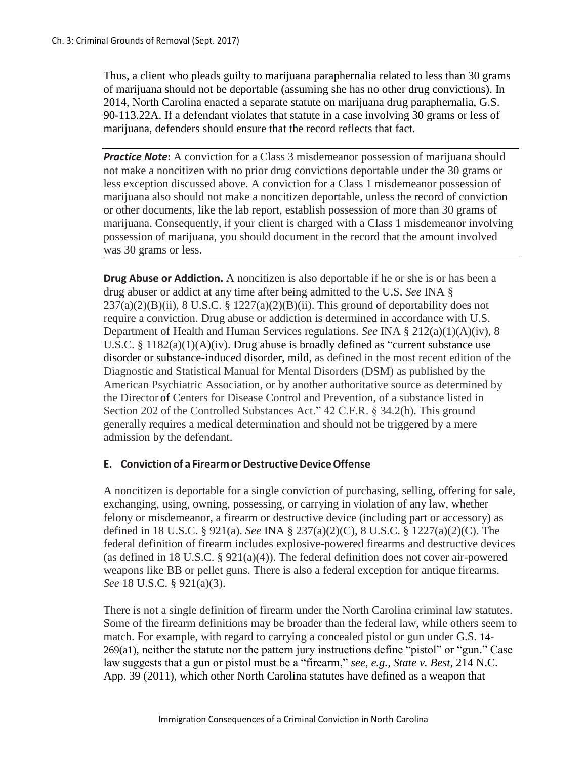Thus, a client who pleads guilty to marijuana paraphernalia related to less than 30 grams of marijuana should not be deportable (assuming she has no other drug convictions). In 2014, North Carolina enacted a separate statute on marijuana drug paraphernalia, G.S. 90-113.22A. If a defendant violates that statute in a case involving 30 grams or less of marijuana, defenders should ensure that the record reflects that fact.

---

***Practice Note*:** A conviction for a Class 3 misdemeanor possession of marijuana should not make a noncitizen with no prior drug convictions deportable under the 30 grams or less exception discussed above. A conviction for a Class 1 misdemeanor possession of marijuana also should not make a noncitizen deportable, unless the record of conviction or other documents, like the lab report, establish possession of more than 30 grams of marijuana. Consequently, if your client is charged with a Class 1 misdemeanor involving possession of marijuana, you should document in the record that the amount involved was 30 grams or less.

---

**Drug Abuse or Addiction.** A noncitizen is also deportable if he or she is or has been a drug abuser or addict at any time after being admitted to the U.S. *See* INA § 237(a)(2)(B)(ii), 8 U.S.C. § 1227(a)(2)(B)(ii). This ground of deportability does not require a conviction. Drug abuse or addiction is determined in accordance with U.S. Department of Health and Human Services regulations. *See* INA § 212(a)(1)(A)(iv), 8 U.S.C. § 1182(a)(1)(A)(iv). Drug abuse is broadly defined as "current substance use disorder or substance-induced disorder, mild, as defined in the most recent edition of the Diagnostic and Statistical Manual for Mental Disorders (DSM) as published by the American Psychiatric Association, or by another authoritative source as determined by the Director of Centers for Disease Control and Prevention, of a substance listed in Section 202 of the Controlled Substances Act." 42 C.F.R. § 34.2(h). This ground generally requires a medical determination and should not be triggered by a mere admission by the defendant.

### E. Conviction of a Firearm or Destructive Device Offense

A noncitizen is deportable for a single conviction of purchasing, selling, offering for sale, exchanging, using, owning, possessing, or carrying in violation of any law, whether felony or misdemeanor, a firearm or destructive device (including part or accessory) as defined in 18 U.S.C. § 921(a). *See* INA § 237(a)(2)(C), 8 U.S.C. § 1227(a)(2)(C). The federal definition of firearm includes explosive-powered firearms and destructive devices (as defined in 18 U.S.C. § 921(a)(4)). The federal definition does not cover air-powered weapons like BB or pellet guns. There is also a federal exception for antique firearms. *See* 18 U.S.C. § 921(a)(3).

There is not a single definition of firearm under the North Carolina criminal law statutes. Some of the firearm definitions may be broader than the federal law, while others seem to match. For example, with regard to carrying a concealed pistol or gun under G.S. 14-269(a1), neither the statute nor the pattern jury instructions define "pistol" or "gun." Case law suggests that a gun or pistol must be a "firearm," *see, e.g., State v. Best*, 214 N.C. App. 39 (2011), which other North Carolina statutes have defined as a weapon that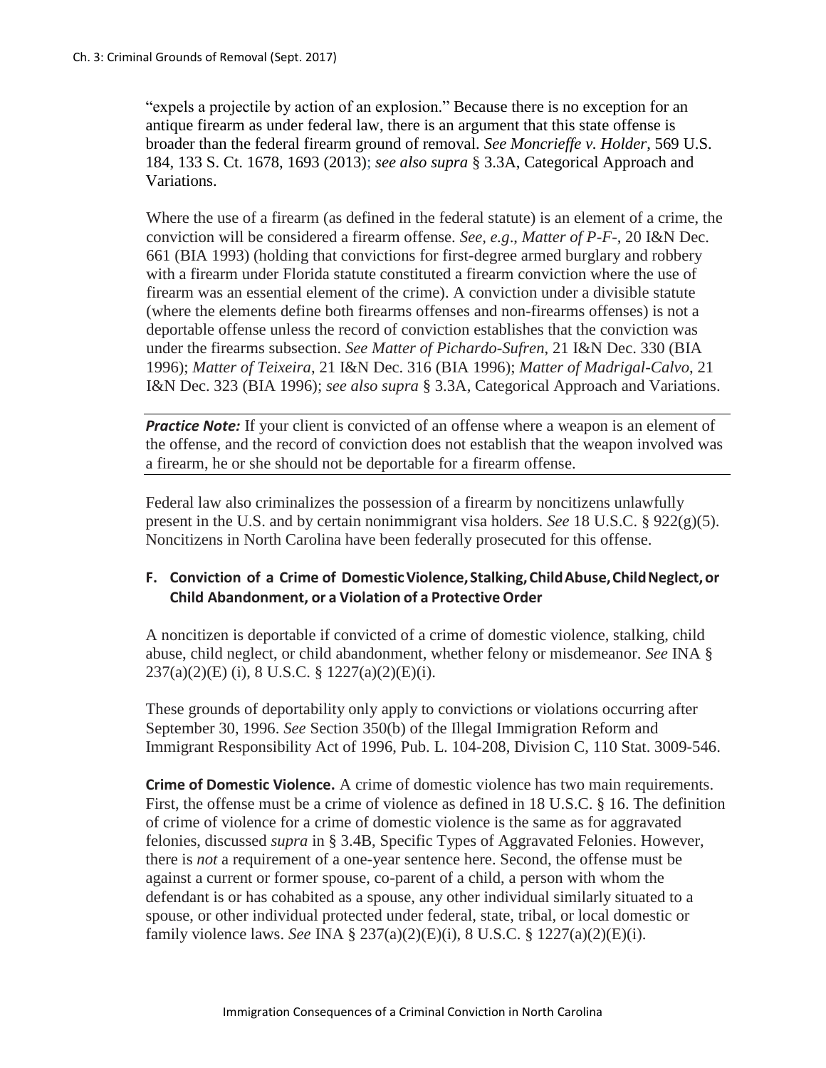"expels a projectile by action of an explosion." Because there is no exception for an antique firearm as under federal law, there is an argument that this state offense is broader than the federal firearm ground of removal. *See Moncrieffe v. Holder*, 569 U.S. 184, 133 S. Ct. 1678, 1693 (2013); *see also supra* § 3.3A, Categorical Approach and Variations.

Where the use of a firearm (as defined in the federal statute) is an element of a crime, the conviction will be considered a firearm offense. *See, e.g*., *Matter of P-F-*, 20 I&N Dec. 661 (BIA 1993) (holding that convictions for first-degree armed burglary and robbery with a firearm under Florida statute constituted a firearm conviction where the use of firearm was an essential element of the crime). A conviction under a divisible statute (where the elements define both firearms offenses and non-firearms offenses) is not a deportable offense unless the record of conviction establishes that the conviction was under the firearms subsection. *See Matter of Pichardo-Sufren*, 21 I&N Dec. 330 (BIA 1996); *Matter of Teixeira*, 21 I&N Dec. 316 (BIA 1996); *Matter of Madrigal-Calvo*, 21 I&N Dec. 323 (BIA 1996); *see also supra* § 3.3A, Categorical Approach and Variations.

***Practice Note:*** If your client is convicted of an offense where a weapon is an element of the offense, and the record of conviction does not establish that the weapon involved was a firearm, he or she should not be deportable for a firearm offense.

Federal law also criminalizes the possession of a firearm by noncitizens unlawfully present in the U.S. and by certain nonimmigrant visa holders. *See* 18 U.S.C. § 922(g)(5). Noncitizens in North Carolina have been federally prosecuted for this offense.

### F. Conviction of a Crime of Domestic Violence, Stalking, Child Abuse, Child Neglect, or Child Abandonment, or a Violation of a Protective Order

A noncitizen is deportable if convicted of a crime of domestic violence, stalking, child abuse, child neglect, or child abandonment, whether felony or misdemeanor. *See* INA § 237(a)(2)(E) (i), 8 U.S.C. § 1227(a)(2)(E)(i).

These grounds of deportability only apply to convictions or violations occurring after September 30, 1996. *See* Section 350(b) of the Illegal Immigration Reform and Immigrant Responsibility Act of 1996, Pub. L. 104-208, Division C, 110 Stat. 3009-546.

**Crime of Domestic Violence.** A crime of domestic violence has two main requirements. First, the offense must be a crime of violence as defined in 18 U.S.C. § 16. The definition of crime of violence for a crime of domestic violence is the same as for aggravated felonies, discussed *supra* in § 3.4B, Specific Types of Aggravated Felonies. However, there is *not* a requirement of a one-year sentence here. Second, the offense must be against a current or former spouse, co-parent of a child, a person with whom the defendant is or has cohabited as a spouse, any other individual similarly situated to a spouse, or other individual protected under federal, state, tribal, or local domestic or family violence laws. *See* INA § 237(a)(2)(E)(i), 8 U.S.C. § 1227(a)(2)(E)(i).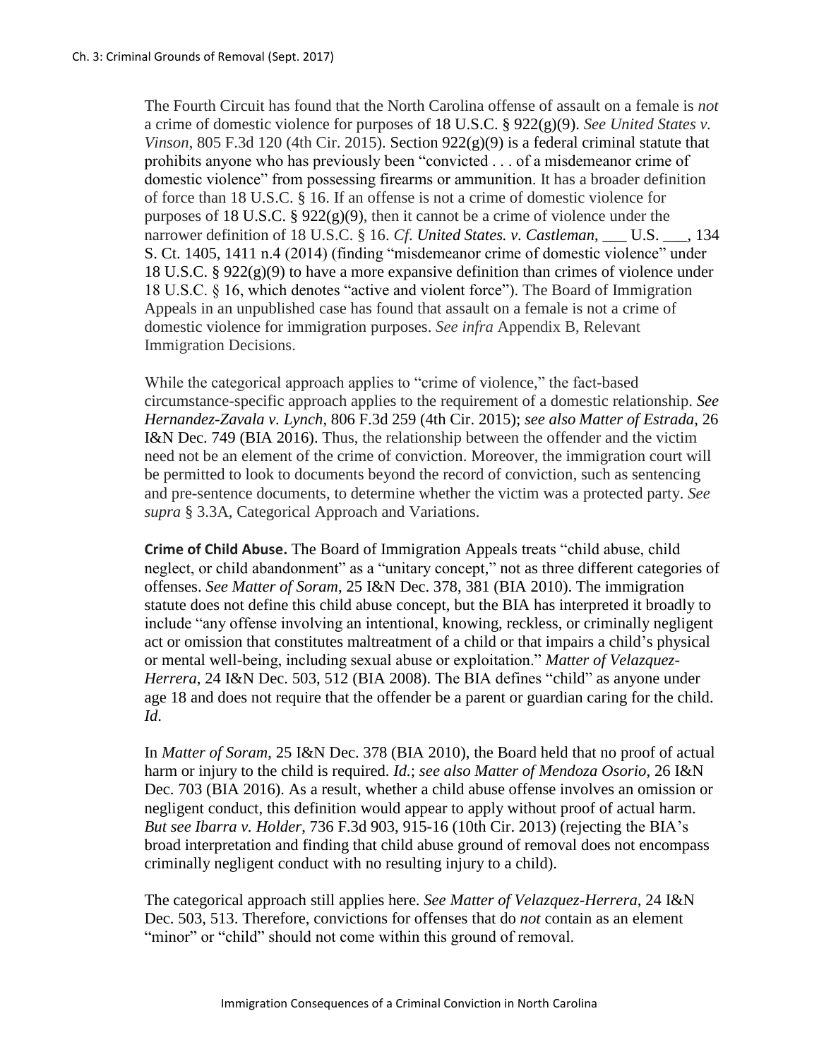The Fourth Circuit has found that the North Carolina offense of assault on a female is *not* a crime of domestic violence for purposes of 18 U.S.C. § 922(g)(9). *See United States v. Vinson*, 805 F.3d 120 (4th Cir. 2015). Section 922(g)(9) is a federal criminal statute that prohibits anyone who has previously been "convicted . . . of a misdemeanor crime of domestic violence" from possessing firearms or ammunition. It has a broader definition of force than 18 U.S.C. § 16. If an offense is not a crime of domestic violence for purposes of 18 U.S.C. § 922(g)(9), then it cannot be a crime of violence under the narrower definition of 18 U.S.C. § 16. *Cf. United States. v. Castleman*, ___ U.S. ___, 134 S. Ct. 1405, 1411 n.4 (2014) (finding "misdemeanor crime of domestic violence" under 18 U.S.C. § 922(g)(9) to have a more expansive definition than crimes of violence under 18 U.S.C. § 16, which denotes "active and violent force"). The Board of Immigration Appeals in an unpublished case has found that assault on a female is not a crime of domestic violence for immigration purposes. *See infra* Appendix B, Relevant Immigration Decisions.

While the categorical approach applies to "crime of violence," the fact-based circumstance-specific approach applies to the requirement of a domestic relationship. *See Hernandez-Zavala v. Lynch*, 806 F.3d 259 (4th Cir. 2015); *see also Matter of Estrada*, 26 I&N Dec. 749 (BIA 2016). Thus, the relationship between the offender and the victim need not be an element of the crime of conviction. Moreover, the immigration court will be permitted to look to documents beyond the record of conviction, such as sentencing and pre-sentence documents, to determine whether the victim was a protected party. *See supra* § 3.3A, Categorical Approach and Variations.

**Crime of Child Abuse.** The Board of Immigration Appeals treats "child abuse, child neglect, or child abandonment" as a "unitary concept," not as three different categories of offenses. *See Matter of Soram*, 25 I&N Dec. 378, 381 (BIA 2010). The immigration statute does not define this child abuse concept, but the BIA has interpreted it broadly to include "any offense involving an intentional, knowing, reckless, or criminally negligent act or omission that constitutes maltreatment of a child or that impairs a child's physical or mental well-being, including sexual abuse or exploitation." *Matter of Velazquez-Herrera*, 24 I&N Dec. 503, 512 (BIA 2008). The BIA defines "child" as anyone under age 18 and does not require that the offender be a parent or guardian caring for the child. *Id.*

In *Matter of Soram*, 25 I&N Dec. 378 (BIA 2010), the Board held that no proof of actual harm or injury to the child is required. *Id.*; *see also Matter of Mendoza Osorio*, 26 I&N Dec. 703 (BIA 2016). As a result, whether a child abuse offense involves an omission or negligent conduct, this definition would appear to apply without proof of actual harm. *But see Ibarra v. Holder*, 736 F.3d 903, 915-16 (10th Cir. 2013) (rejecting the BIA's broad interpretation and finding that child abuse ground of removal does not encompass criminally negligent conduct with no resulting injury to a child).

The categorical approach still applies here. *See Matter of Velazquez-Herrera*, 24 I&N Dec. 503, 513. Therefore, convictions for offenses that do *not* contain as an element "minor" or "child" should not come within this ground of removal.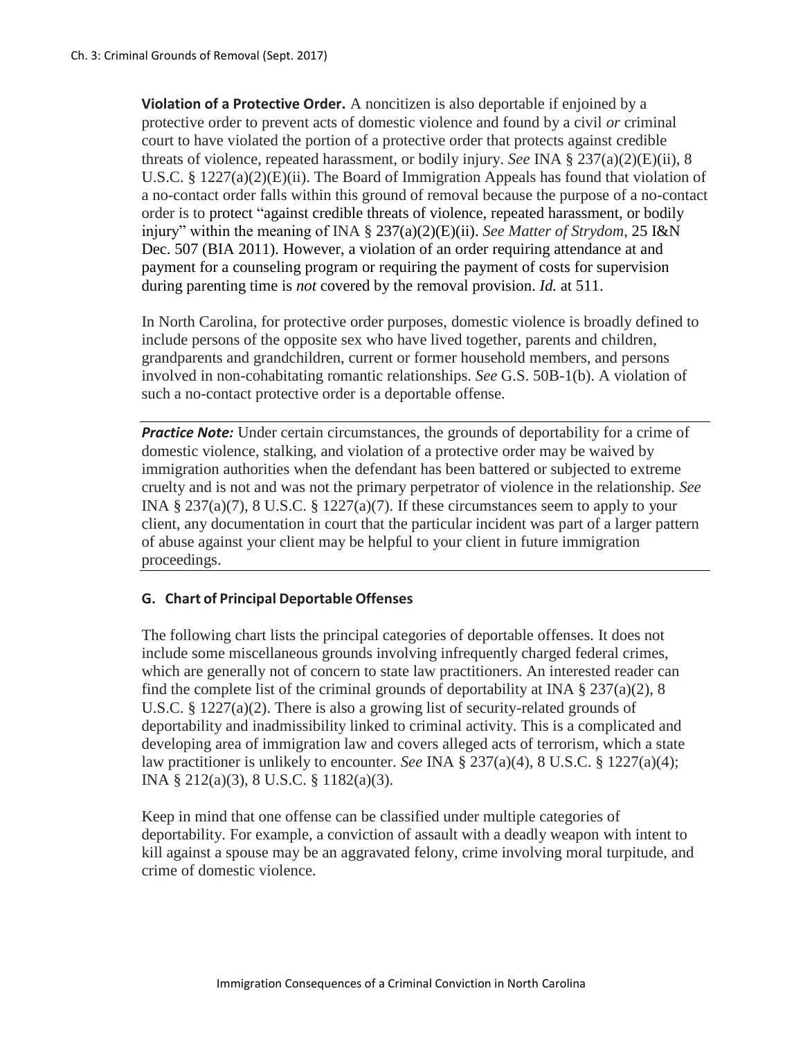**Violation of a Protective Order.** A noncitizen is also deportable if enjoined by a protective order to prevent acts of domestic violence and found by a civil *or* criminal court to have violated the portion of a protective order that protects against credible threats of violence, repeated harassment, or bodily injury. *See* INA § 237(a)(2)(E)(ii), 8 U.S.C. § 1227(a)(2)(E)(ii). The Board of Immigration Appeals has found that violation of a no-contact order falls within this ground of removal because the purpose of a no-contact order is to protect "against credible threats of violence, repeated harassment, or bodily injury" within the meaning of INA § 237(a)(2)(E)(ii). *See Matter of Strydom*, 25 I&N Dec. 507 (BIA 2011). However, a violation of an order requiring attendance at and payment for a counseling program or requiring the payment of costs for supervision during parenting time is *not* covered by the removal provision. *Id.* at 511.

In North Carolina, for protective order purposes, domestic violence is broadly defined to include persons of the opposite sex who have lived together, parents and children, grandparents and grandchildren, current or former household members, and persons involved in non-cohabitating romantic relationships. *See* G.S. 50B-1(b). A violation of such a no-contact protective order is a deportable offense.

***Practice Note:*** Under certain circumstances, the grounds of deportability for a crime of domestic violence, stalking, and violation of a protective order may be waived by immigration authorities when the defendant has been battered or subjected to extreme cruelty and is not and was not the primary perpetrator of violence in the relationship. *See* INA § 237(a)(7), 8 U.S.C. § 1227(a)(7). If these circumstances seem to apply to your client, any documentation in court that the particular incident was part of a larger pattern of abuse against your client may be helpful to your client in future immigration proceedings.

## G. Chart of Principal Deportable Offenses

The following chart lists the principal categories of deportable offenses. It does not include some miscellaneous grounds involving infrequently charged federal crimes, which are generally not of concern to state law practitioners. An interested reader can find the complete list of the criminal grounds of deportability at INA § 237(a)(2), 8 U.S.C. § 1227(a)(2). There is also a growing list of security-related grounds of deportability and inadmissibility linked to criminal activity. This is a complicated and developing area of immigration law and covers alleged acts of terrorism, which a state law practitioner is unlikely to encounter. *See* INA § 237(a)(4), 8 U.S.C. § 1227(a)(4); INA § 212(a)(3), 8 U.S.C. § 1182(a)(3).

Keep in mind that one offense can be classified under multiple categories of deportability. For example, a conviction of assault with a deadly weapon with intent to kill against a spouse may be an aggravated felony, crime involving moral turpitude, and crime of domestic violence.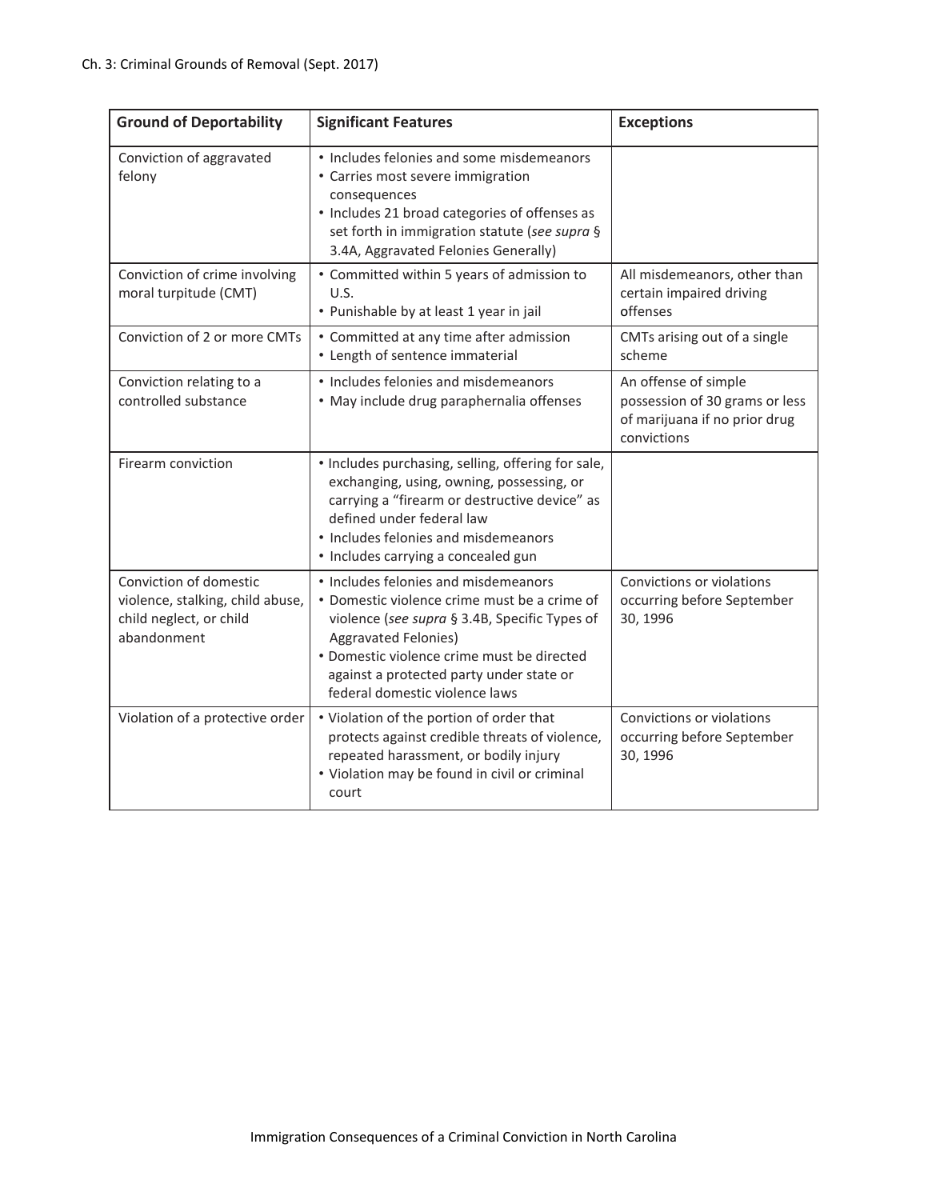| Ground of Deportability | Significant Features | Exceptions |
| --- | --- | --- |
| Conviction of aggravated felony | • Includes felonies and some misdemeanors<br>• Carries most severe immigration consequences<br>• Includes 21 broad categories of offenses as set forth in immigration statute (*see supra* § 3.4A, Aggravated Felonies Generally) | |
| Conviction of crime involving moral turpitude (CMT) | • Committed within 5 years of admission to U.S.<br>• Punishable by at least 1 year in jail | All misdemeanors, other than certain impaired driving offenses |
| Conviction of 2 or more CMTs | • Committed at any time after admission<br>• Length of sentence immaterial | CMTs arising out of a single scheme |
| Conviction relating to a controlled substance | • Includes felonies and misdemeanors<br>• May include drug paraphernalia offenses | An offense of simple possession of 30 grams or less of marijuana if no prior drug convictions |
| Firearm conviction | • Includes purchasing, selling, offering for sale, exchanging, using, owning, possessing, or carrying a "firearm or destructive device" as defined under federal law<br>• Includes felonies and misdemeanors<br>• Includes carrying a concealed gun | |
| Conviction of domestic violence, stalking, child abuse, child neglect, or child abandonment | • Includes felonies and misdemeanors<br>• Domestic violence crime must be a crime of violence (*see supra* § 3.4B, Specific Types of Aggravated Felonies)<br>• Domestic violence crime must be directed against a protected party under state or federal domestic violence laws | Convictions or violations occurring before September 30, 1996 |
| Violation of a protective order | • Violation of the portion of order that protects against credible threats of violence, repeated harassment, or bodily injury<br>• Violation may be found in civil or criminal court | Convictions or violations occurring before September 30, 1996 |